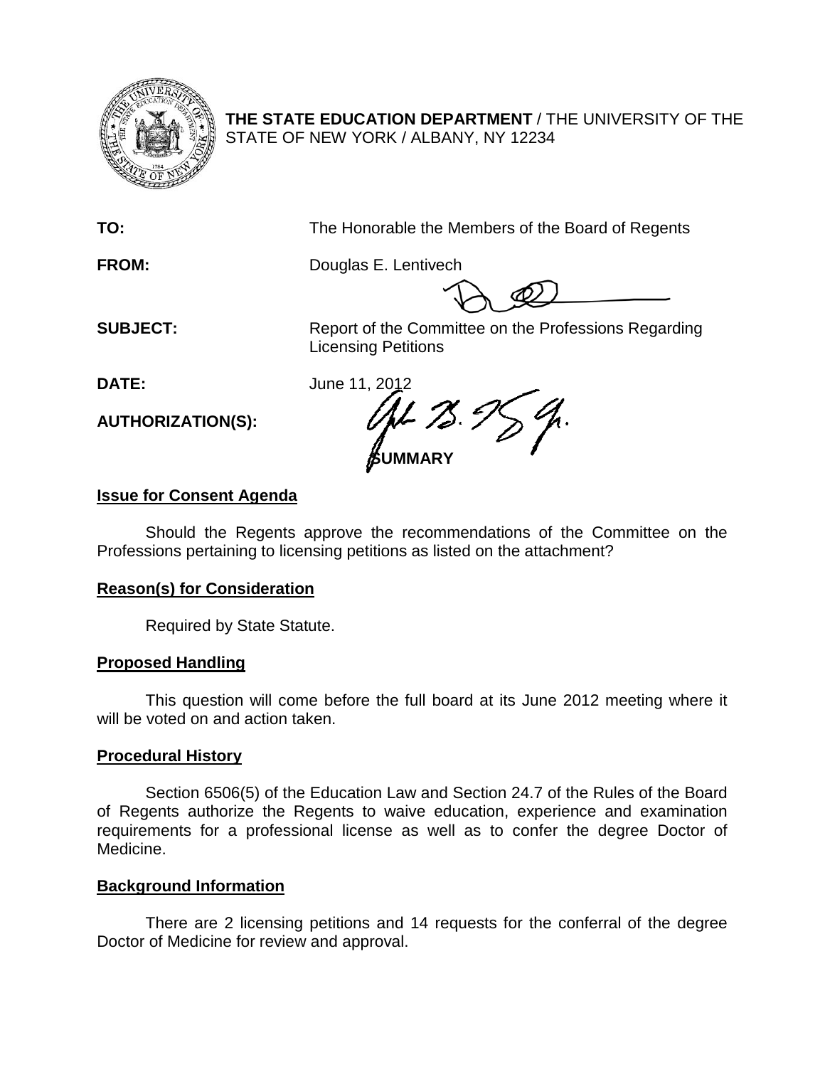**THE STATE EDUCATION DEPARTMENT** / THE UNIVERSITY OF THE STATE OF NEW YORK / ALBANY, NY 12234

**TO:** The Honorable the Members of the Board of Regents

**FROM:** Douglas E. Lentivech

**SUBJECT:** Report of the Committee on the Professions Regarding Licensing Petitions

**DATE:** June 11, 2012

**AUTHORIZATION(S):**

**SUMMARY**

**Issue for Consent Agenda**

Should the Regents approve the recommendations of the Committee on the Professions pertaining to licensing petitions as listed on the attachment?

**Reason(s) for Consideration**

Required by State Statute.

**Proposed Handling**

This question will come before the full board at its June 2012 meeting where it will be voted on and action taken.

**Procedural History**

Section 6506(5) of the Education Law and Section 24.7 of the Rules of the Board of Regents authorize the Regents to waive education, experience and examination requirements for a professional license as well as to confer the degree Doctor of Medicine.

**Background Information**

There are 2 licensing petitions and 14 requests for the conferral of the degree Doctor of Medicine for review and approval.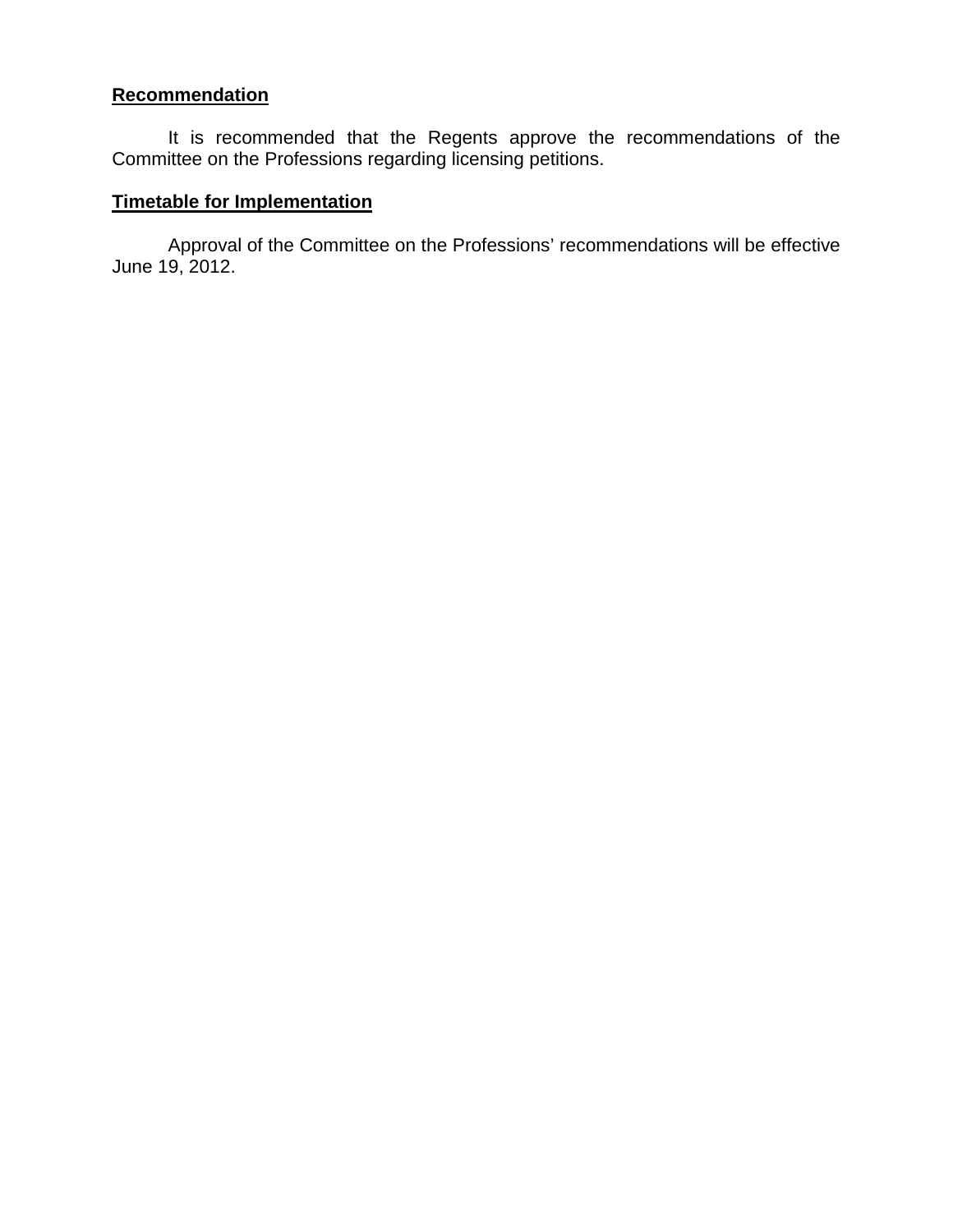**Recommendation**

It is recommended that the Regents approve the recommendations of the Committee on the Professions regarding licensing petitions.

**Timetable for Implementation**

Approval of the Committee on the Professions' recommendations will be effective June 19, 2012.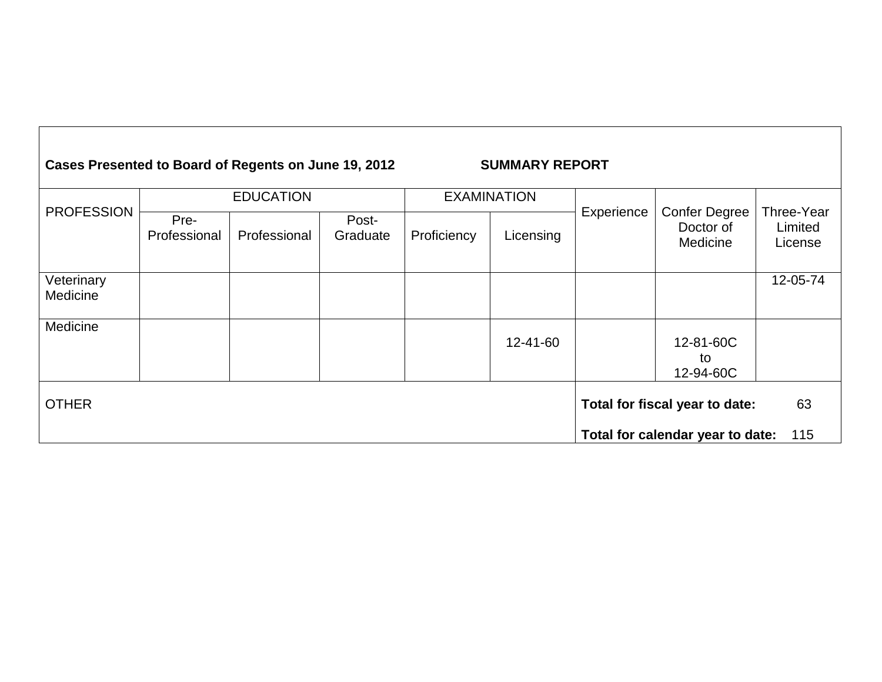**Cases Presented to Board of Regents on June 19, 2012** **SUMMARY REPORT**

| PROFESSION | EDUCATION | | | EXAMINATION | | Experience | Confer Degree Doctor of Medicine | Three-Year Limited License |
|---|---|---|---|---|---|---|---|---|
| | Pre-Professional | Professional | Post-Graduate | Proficiency | Licensing | | | |
| Veterinary Medicine | | | | | | | | 12-05-74 |
| Medicine | | | | | 12-41-60 | | 12-81-60C to 12-94-60C | |
| OTHER | | | | | | **Total for fiscal year to date:** 63 **Total for calendar year to date:** 115 | | |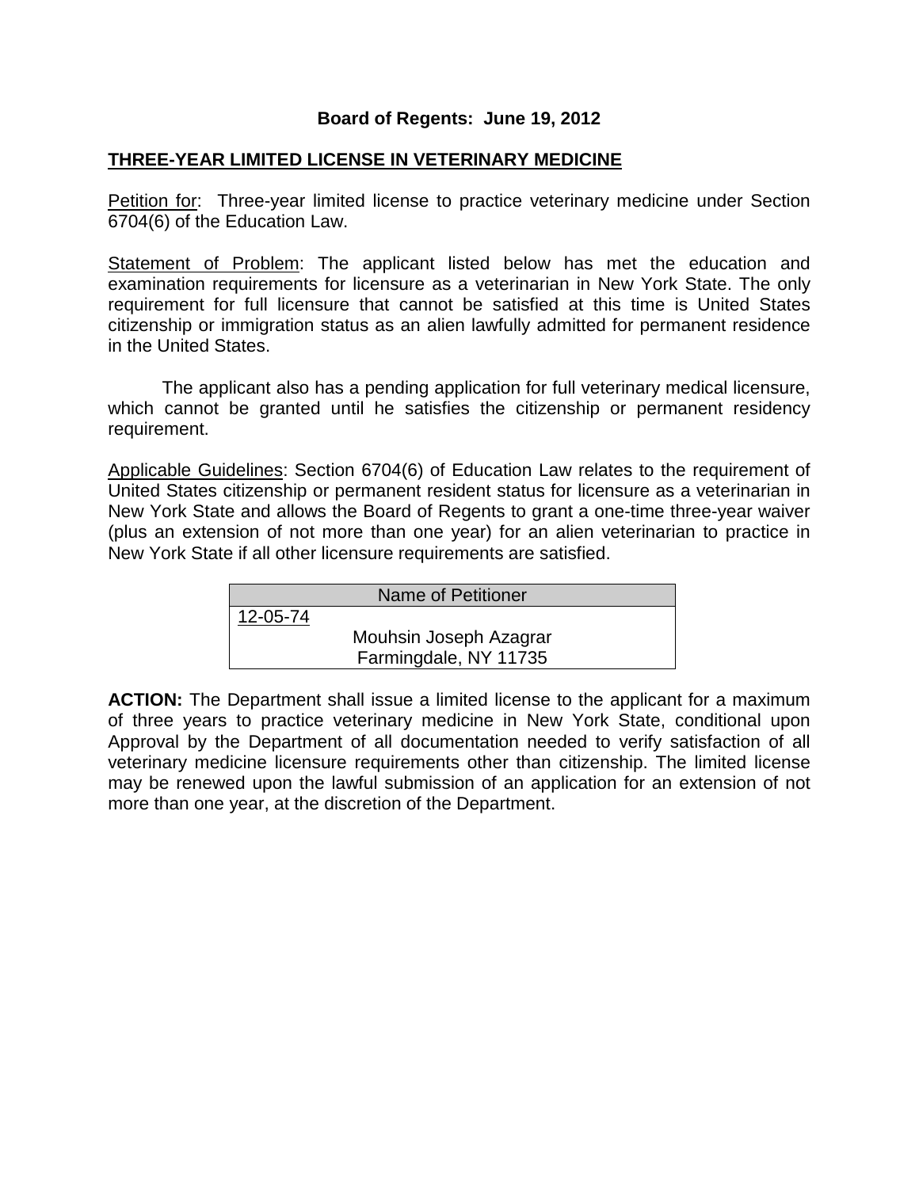**Board of Regents: June 19, 2012**

**<u>THREE-YEAR LIMITED LICENSE IN VETERINARY MEDICINE</u>**

<u>Petition for</u>: Three-year limited license to practice veterinary medicine under Section 6704(6) of the Education Law.

<u>Statement of Problem</u>: The applicant listed below has met the education and examination requirements for licensure as a veterinarian in New York State. The only requirement for full licensure that cannot be satisfied at this time is United States citizenship or immigration status as an alien lawfully admitted for permanent residence in the United States.

The applicant also has a pending application for full veterinary medical licensure, which cannot be granted until he satisfies the citizenship or permanent residency requirement.

<u>Applicable Guidelines</u>: Section 6704(6) of Education Law relates to the requirement of United States citizenship or permanent resident status for licensure as a veterinarian in New York State and allows the Board of Regents to grant a one-time three-year waiver (plus an extension of not more than one year) for an alien veterinarian to practice in New York State if all other licensure requirements are satisfied.

| Name of Petitioner |
|---|
| <u>12-05-74</u><br>Mouhsin Joseph Azagrar<br>Farmingdale, NY 11735 |

**ACTION:** The Department shall issue a limited license to the applicant for a maximum of three years to practice veterinary medicine in New York State, conditional upon Approval by the Department of all documentation needed to verify satisfaction of all veterinary medicine licensure requirements other than citizenship. The limited license may be renewed upon the lawful submission of an application for an extension of not more than one year, at the discretion of the Department.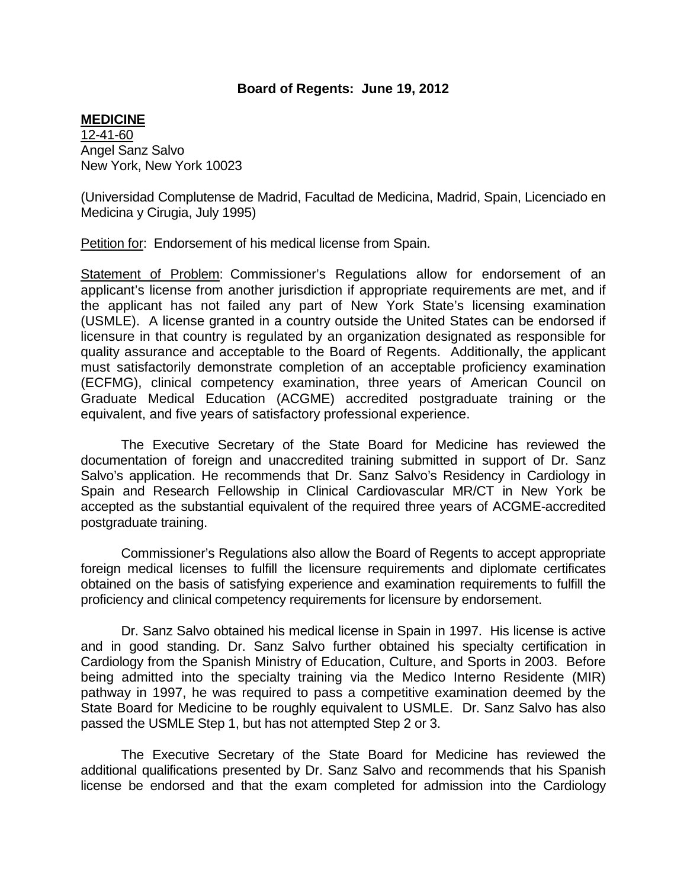**Board of Regents: June 19, 2012**

**MEDICINE**

12-41-60
Angel Sanz Salvo
New York, New York 10023

(Universidad Complutense de Madrid, Facultad de Medicina, Madrid, Spain, Licenciado en Medicina y Cirugia, July 1995)

Petition for: Endorsement of his medical license from Spain.

Statement of Problem: Commissioner's Regulations allow for endorsement of an applicant's license from another jurisdiction if appropriate requirements are met, and if the applicant has not failed any part of New York State's licensing examination (USMLE). A license granted in a country outside the United States can be endorsed if licensure in that country is regulated by an organization designated as responsible for quality assurance and acceptable to the Board of Regents. Additionally, the applicant must satisfactorily demonstrate completion of an acceptable proficiency examination (ECFMG), clinical competency examination, three years of American Council on Graduate Medical Education (ACGME) accredited postgraduate training or the equivalent, and five years of satisfactory professional experience.

The Executive Secretary of the State Board for Medicine has reviewed the documentation of foreign and unaccredited training submitted in support of Dr. Sanz Salvo's application. He recommends that Dr. Sanz Salvo's Residency in Cardiology in Spain and Research Fellowship in Clinical Cardiovascular MR/CT in New York be accepted as the substantial equivalent of the required three years of ACGME-accredited postgraduate training.

Commissioner's Regulations also allow the Board of Regents to accept appropriate foreign medical licenses to fulfill the licensure requirements and diplomate certificates obtained on the basis of satisfying experience and examination requirements to fulfill the proficiency and clinical competency requirements for licensure by endorsement.

Dr. Sanz Salvo obtained his medical license in Spain in 1997. His license is active and in good standing. Dr. Sanz Salvo further obtained his specialty certification in Cardiology from the Spanish Ministry of Education, Culture, and Sports in 2003. Before being admitted into the specialty training via the Medico Interno Residente (MIR) pathway in 1997, he was required to pass a competitive examination deemed by the State Board for Medicine to be roughly equivalent to USMLE. Dr. Sanz Salvo has also passed the USMLE Step 1, but has not attempted Step 2 or 3.

The Executive Secretary of the State Board for Medicine has reviewed the additional qualifications presented by Dr. Sanz Salvo and recommends that his Spanish license be endorsed and that the exam completed for admission into the Cardiology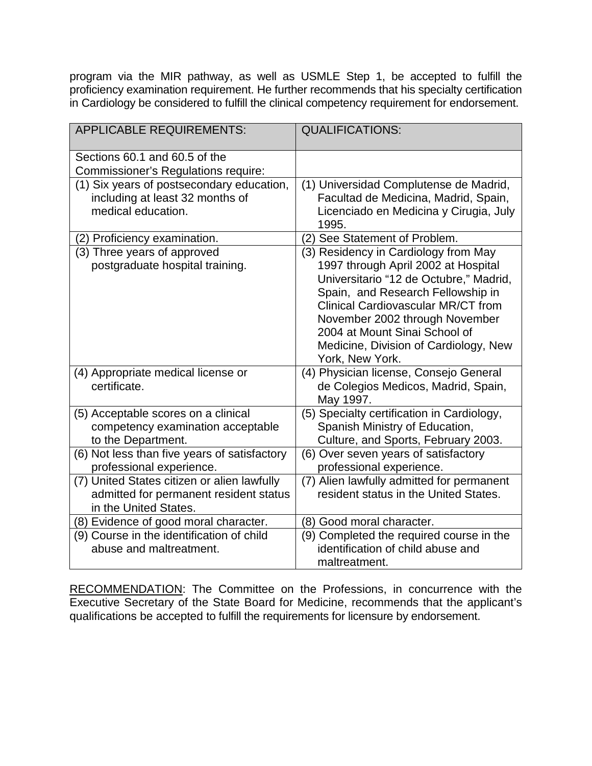program via the MIR pathway, as well as USMLE Step 1, be accepted to fulfill the proficiency examination requirement. He further recommends that his specialty certification in Cardiology be considered to fulfill the clinical competency requirement for endorsement.

| APPLICABLE REQUIREMENTS: | QUALIFICATIONS: |
|---|---|
| Sections 60.1 and 60.5 of the Commissioner's Regulations require: | |
| (1) Six years of postsecondary education, including at least 32 months of medical education. | (1) Universidad Complutense de Madrid, Facultad de Medicina, Madrid, Spain, Licenciado en Medicina y Cirugia, July 1995. |
| (2) Proficiency examination. | (2) See Statement of Problem. |
| (3) Three years of approved postgraduate hospital training. | (3) Residency in Cardiology from May 1997 through April 2002 at Hospital Universitario "12 de Octubre," Madrid, Spain, and Research Fellowship in Clinical Cardiovascular MR/CT from November 2002 through November 2004 at Mount Sinai School of Medicine, Division of Cardiology, New York, New York. |
| (4) Appropriate medical license or certificate. | (4) Physician license, Consejo General de Colegios Medicos, Madrid, Spain, May 1997. |
| (5) Acceptable scores on a clinical competency examination acceptable to the Department. | (5) Specialty certification in Cardiology, Spanish Ministry of Education, Culture, and Sports, February 2003. |
| (6) Not less than five years of satisfactory professional experience. | (6) Over seven years of satisfactory professional experience. |
| (7) United States citizen or alien lawfully admitted for permanent resident status in the United States. | (7) Alien lawfully admitted for permanent resident status in the United States. |
| (8) Evidence of good moral character. | (8) Good moral character. |
| (9) Course in the identification of child abuse and maltreatment. | (9) Completed the required course in the identification of child abuse and maltreatment. |

RECOMMENDATION: The Committee on the Professions, in concurrence with the Executive Secretary of the State Board for Medicine, recommends that the applicant's qualifications be accepted to fulfill the requirements for licensure by endorsement.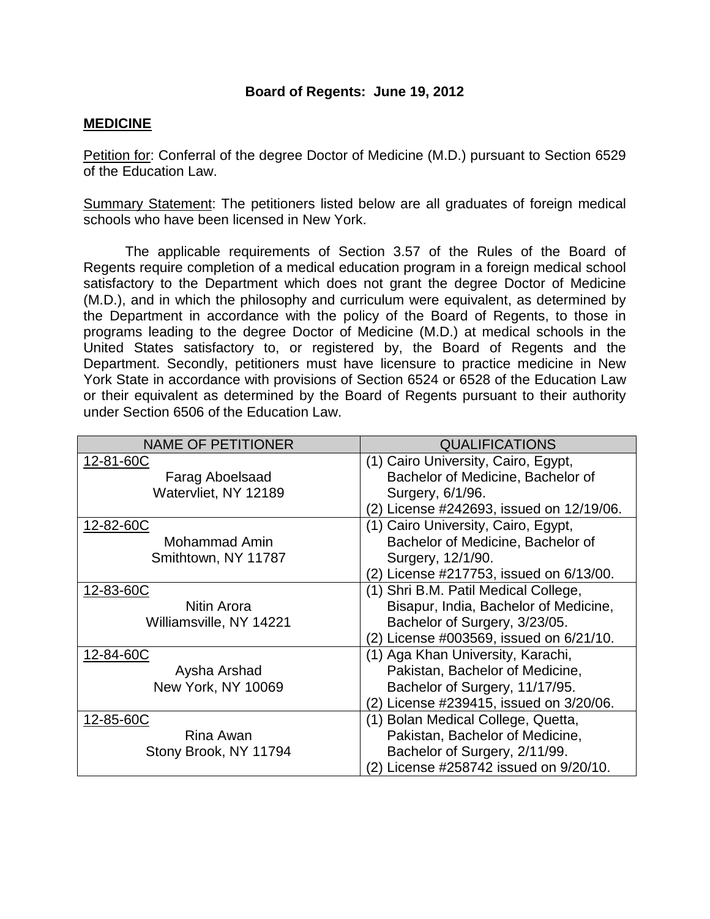**Board of Regents: June 19, 2012**

## MEDICINE

Petition for: Conferral of the degree Doctor of Medicine (M.D.) pursuant to Section 6529 of the Education Law.

Summary Statement: The petitioners listed below are all graduates of foreign medical schools who have been licensed in New York.

The applicable requirements of Section 3.57 of the Rules of the Board of Regents require completion of a medical education program in a foreign medical school satisfactory to the Department which does not grant the degree Doctor of Medicine (M.D.), and in which the philosophy and curriculum were equivalent, as determined by the Department in accordance with the policy of the Board of Regents, to those in programs leading to the degree Doctor of Medicine (M.D.) at medical schools in the United States satisfactory to, or registered by, the Board of Regents and the Department. Secondly, petitioners must have licensure to practice medicine in New York State in accordance with provisions of Section 6524 or 6528 of the Education Law or their equivalent as determined by the Board of Regents pursuant to their authority under Section 6506 of the Education Law.

| NAME OF PETITIONER | QUALIFICATIONS |
|---|---|
| 12-81-60C<br>Farag Aboelsaad<br>Watervliet, NY 12189 | (1) Cairo University, Cairo, Egypt, Bachelor of Medicine, Bachelor of Surgery, 6/1/96.<br>(2) License #242693, issued on 12/19/06. |
| 12-82-60C<br>Mohammad Amin<br>Smithtown, NY 11787 | (1) Cairo University, Cairo, Egypt, Bachelor of Medicine, Bachelor of Surgery, 12/1/90.<br>(2) License #217753, issued on 6/13/00. |
| 12-83-60C<br>Nitin Arora<br>Williamsville, NY 14221 | (1) Shri B.M. Patil Medical College, Bisapur, India, Bachelor of Medicine, Bachelor of Surgery, 3/23/05.<br>(2) License #003569, issued on 6/21/10. |
| 12-84-60C<br>Aysha Arshad<br>New York, NY 10069 | (1) Aga Khan University, Karachi, Pakistan, Bachelor of Medicine, Bachelor of Surgery, 11/17/95.<br>(2) License #239415, issued on 3/20/06. |
| 12-85-60C<br>Rina Awan<br>Stony Brook, NY 11794 | (1) Bolan Medical College, Quetta, Pakistan, Bachelor of Medicine, Bachelor of Surgery, 2/11/99.<br>(2) License #258742 issued on 9/20/10. |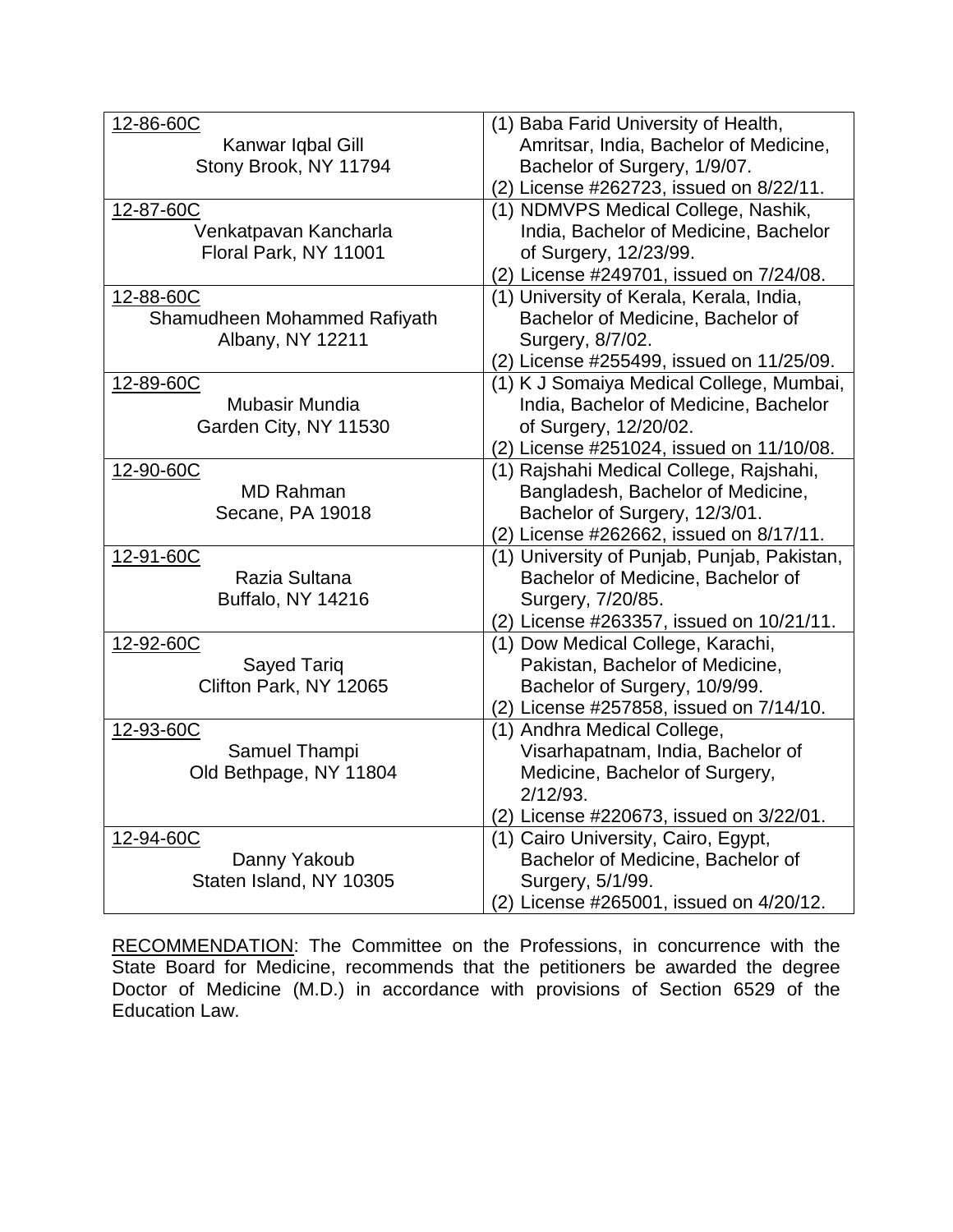| | |
|---|---|
| 12-86-60C<br>Kanwar Iqbal Gill<br>Stony Brook, NY 11794 | (1) Baba Farid University of Health, Amritsar, India, Bachelor of Medicine, Bachelor of Surgery, 1/9/07.<br>(2) License #262723, issued on 8/22/11. |
| 12-87-60C<br>Venkatpavan Kancharla<br>Floral Park, NY 11001 | (1) NDMVPS Medical College, Nashik, India, Bachelor of Medicine, Bachelor of Surgery, 12/23/99.<br>(2) License #249701, issued on 7/24/08. |
| 12-88-60C<br>Shamudheen Mohammed Rafiyath<br>Albany, NY 12211 | (1) University of Kerala, Kerala, India, Bachelor of Medicine, Bachelor of Surgery, 8/7/02.<br>(2) License #255499, issued on 11/25/09. |
| 12-89-60C<br>Mubasir Mundia<br>Garden City, NY 11530 | (1) K J Somaiya Medical College, Mumbai, India, Bachelor of Medicine, Bachelor of Surgery, 12/20/02.<br>(2) License #251024, issued on 11/10/08. |
| 12-90-60C<br>MD Rahman<br>Secane, PA 19018 | (1) Rajshahi Medical College, Rajshahi, Bangladesh, Bachelor of Medicine, Bachelor of Surgery, 12/3/01.<br>(2) License #262662, issued on 8/17/11. |
| 12-91-60C<br>Razia Sultana<br>Buffalo, NY 14216 | (1) University of Punjab, Punjab, Pakistan, Bachelor of Medicine, Bachelor of Surgery, 7/20/85.<br>(2) License #263357, issued on 10/21/11. |
| 12-92-60C<br>Sayed Tariq<br>Clifton Park, NY 12065 | (1) Dow Medical College, Karachi, Pakistan, Bachelor of Medicine, Bachelor of Surgery, 10/9/99.<br>(2) License #257858, issued on 7/14/10. |
| 12-93-60C<br>Samuel Thampi<br>Old Bethpage, NY 11804 | (1) Andhra Medical College, Visarhapatnam, India, Bachelor of Medicine, Bachelor of Surgery, 2/12/93.<br>(2) License #220673, issued on 3/22/01. |
| 12-94-60C<br>Danny Yakoub<br>Staten Island, NY 10305 | (1) Cairo University, Cairo, Egypt, Bachelor of Medicine, Bachelor of Surgery, 5/1/99.<br>(2) License #265001, issued on 4/20/12. |

RECOMMENDATION: The Committee on the Professions, in concurrence with the State Board for Medicine, recommends that the petitioners be awarded the degree Doctor of Medicine (M.D.) in accordance with provisions of Section 6529 of the Education Law.